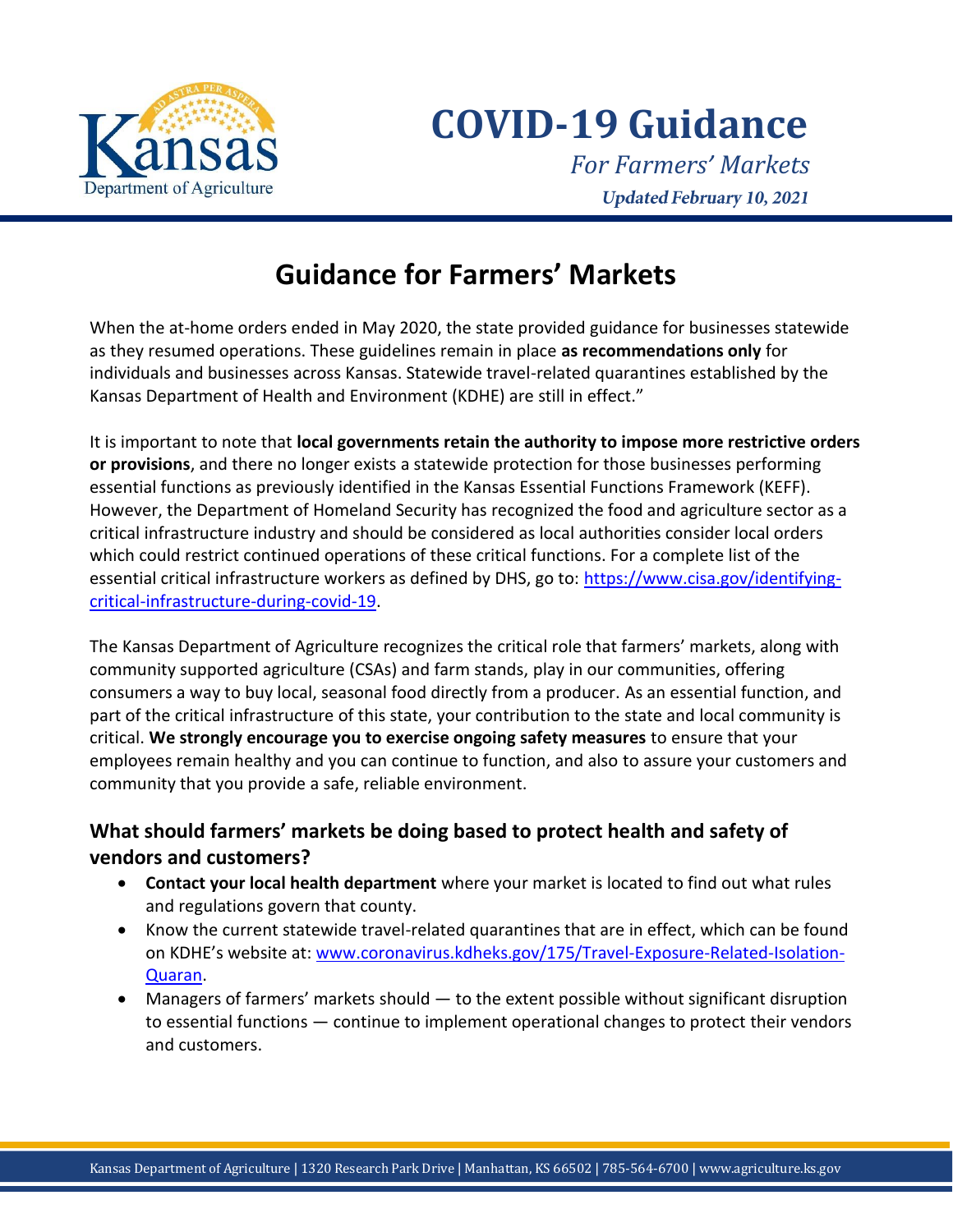# COVID-19 Guidance

*For Farmers' Markets*

***Updated February 10, 2021***

## Guidance for Farmers' Markets

When the at-home orders ended in May 2020, the state provided guidance for businesses statewide as they resumed operations. These guidelines remain in place **as recommendations only** for individuals and businesses across Kansas. Statewide travel-related quarantines established by the Kansas Department of Health and Environment (KDHE) are still in effect."

It is important to note that **local governments retain the authority to impose more restrictive orders or provisions**, and there no longer exists a statewide protection for those businesses performing essential functions as previously identified in the Kansas Essential Functions Framework (KEFF). However, the Department of Homeland Security has recognized the food and agriculture sector as a critical infrastructure industry and should be considered as local authorities consider local orders which could restrict continued operations of these critical functions. For a complete list of the essential critical infrastructure workers as defined by DHS, go to: https://www.cisa.gov/identifying-critical-infrastructure-during-covid-19.

The Kansas Department of Agriculture recognizes the critical role that farmers' markets, along with community supported agriculture (CSAs) and farm stands, play in our communities, offering consumers a way to buy local, seasonal food directly from a producer. As an essential function, and part of the critical infrastructure of this state, your contribution to the state and local community is critical. **We strongly encourage you to exercise ongoing safety measures** to ensure that your employees remain healthy and you can continue to function, and also to assure your customers and community that you provide a safe, reliable environment.

### What should farmers' markets be doing based to protect health and safety of vendors and customers?

- **Contact your local health department** where your market is located to find out what rules and regulations govern that county.
- Know the current statewide travel-related quarantines that are in effect, which can be found on KDHE's website at: www.coronavirus.kdheks.gov/175/Travel-Exposure-Related-Isolation-Quaran.
- Managers of farmers' markets should — to the extent possible without significant disruption to essential functions — continue to implement operational changes to protect their vendors and customers.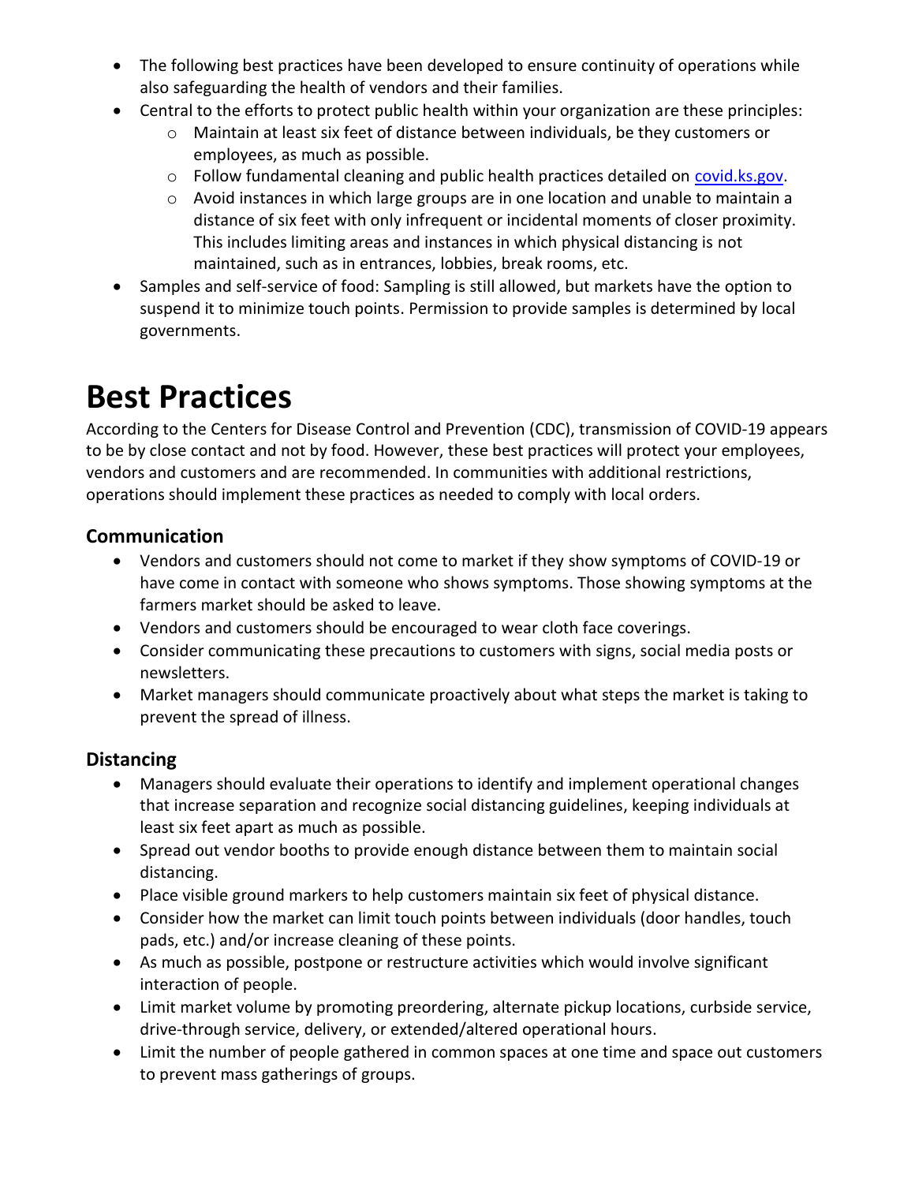- The following best practices have been developed to ensure continuity of operations while also safeguarding the health of vendors and their families.
- Central to the efforts to protect public health within your organization are these principles:
    - Maintain at least six feet of distance between individuals, be they customers or employees, as much as possible.
    - Follow fundamental cleaning and public health practices detailed on [covid.ks.gov](covid.ks.gov).
    - Avoid instances in which large groups are in one location and unable to maintain a distance of six feet with only infrequent or incidental moments of closer proximity. This includes limiting areas and instances in which physical distancing is not maintained, such as in entrances, lobbies, break rooms, etc.
- Samples and self-service of food: Sampling is still allowed, but markets have the option to suspend it to minimize touch points. Permission to provide samples is determined by local governments.

# Best Practices

According to the Centers for Disease Control and Prevention (CDC), transmission of COVID-19 appears to be by close contact and not by food. However, these best practices will protect your employees, vendors and customers and are recommended. In communities with additional restrictions, operations should implement these practices as needed to comply with local orders.

## Communication

- Vendors and customers should not come to market if they show symptoms of COVID-19 or have come in contact with someone who shows symptoms. Those showing symptoms at the farmers market should be asked to leave.
- Vendors and customers should be encouraged to wear cloth face coverings.
- Consider communicating these precautions to customers with signs, social media posts or newsletters.
- Market managers should communicate proactively about what steps the market is taking to prevent the spread of illness.

## Distancing

- Managers should evaluate their operations to identify and implement operational changes that increase separation and recognize social distancing guidelines, keeping individuals at least six feet apart as much as possible.
- Spread out vendor booths to provide enough distance between them to maintain social distancing.
- Place visible ground markers to help customers maintain six feet of physical distance.
- Consider how the market can limit touch points between individuals (door handles, touch pads, etc.) and/or increase cleaning of these points.
- As much as possible, postpone or restructure activities which would involve significant interaction of people.
- Limit market volume by promoting preordering, alternate pickup locations, curbside service, drive-through service, delivery, or extended/altered operational hours.
- Limit the number of people gathered in common spaces at one time and space out customers to prevent mass gatherings of groups.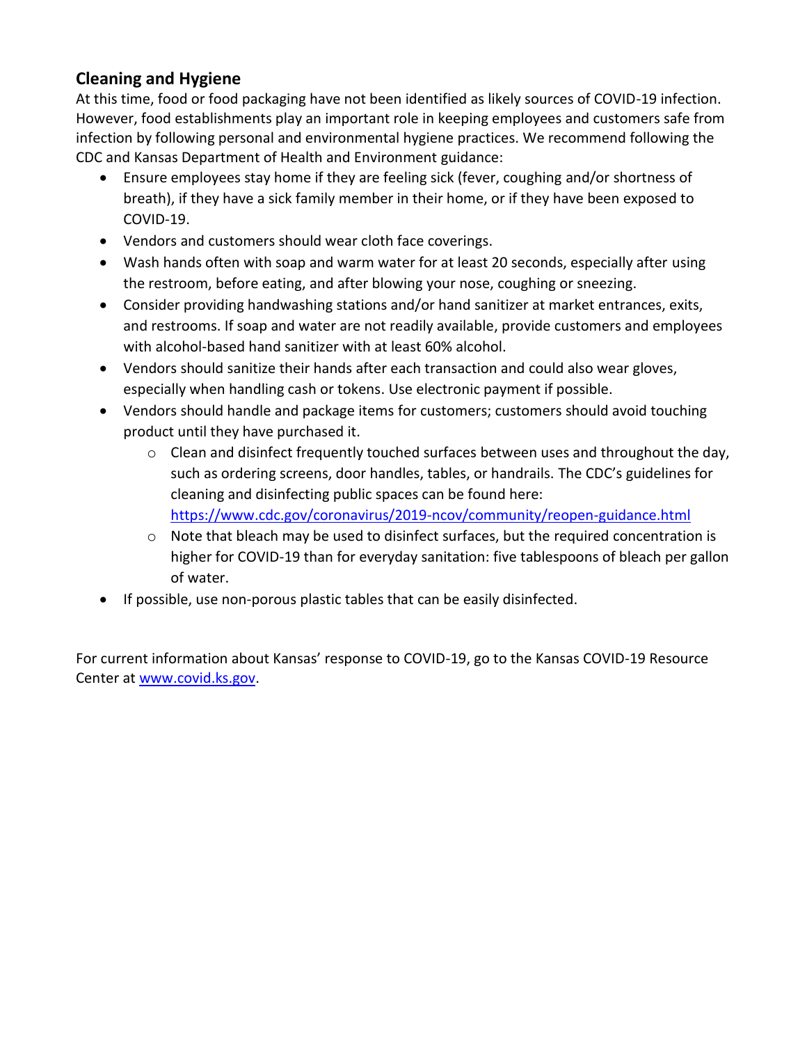## Cleaning and Hygiene

At this time, food or food packaging have not been identified as likely sources of COVID-19 infection. However, food establishments play an important role in keeping employees and customers safe from infection by following personal and environmental hygiene practices. We recommend following the CDC and Kansas Department of Health and Environment guidance:

- Ensure employees stay home if they are feeling sick (fever, coughing and/or shortness of breath), if they have a sick family member in their home, or if they have been exposed to COVID-19.
- Vendors and customers should wear cloth face coverings.
- Wash hands often with soap and warm water for at least 20 seconds, especially after using the restroom, before eating, and after blowing your nose, coughing or sneezing.
- Consider providing handwashing stations and/or hand sanitizer at market entrances, exits, and restrooms. If soap and water are not readily available, provide customers and employees with alcohol-based hand sanitizer with at least 60% alcohol.
- Vendors should sanitize their hands after each transaction and could also wear gloves, especially when handling cash or tokens. Use electronic payment if possible.
- Vendors should handle and package items for customers; customers should avoid touching product until they have purchased it.
    - Clean and disinfect frequently touched surfaces between uses and throughout the day, such as ordering screens, door handles, tables, or handrails. The CDC's guidelines for cleaning and disinfecting public spaces can be found here: https://www.cdc.gov/coronavirus/2019-ncov/community/reopen-guidance.html
    - Note that bleach may be used to disinfect surfaces, but the required concentration is higher for COVID-19 than for everyday sanitation: five tablespoons of bleach per gallon of water.
- If possible, use non-porous plastic tables that can be easily disinfected.

For current information about Kansas' response to COVID-19, go to the Kansas COVID-19 Resource Center at www.covid.ks.gov.